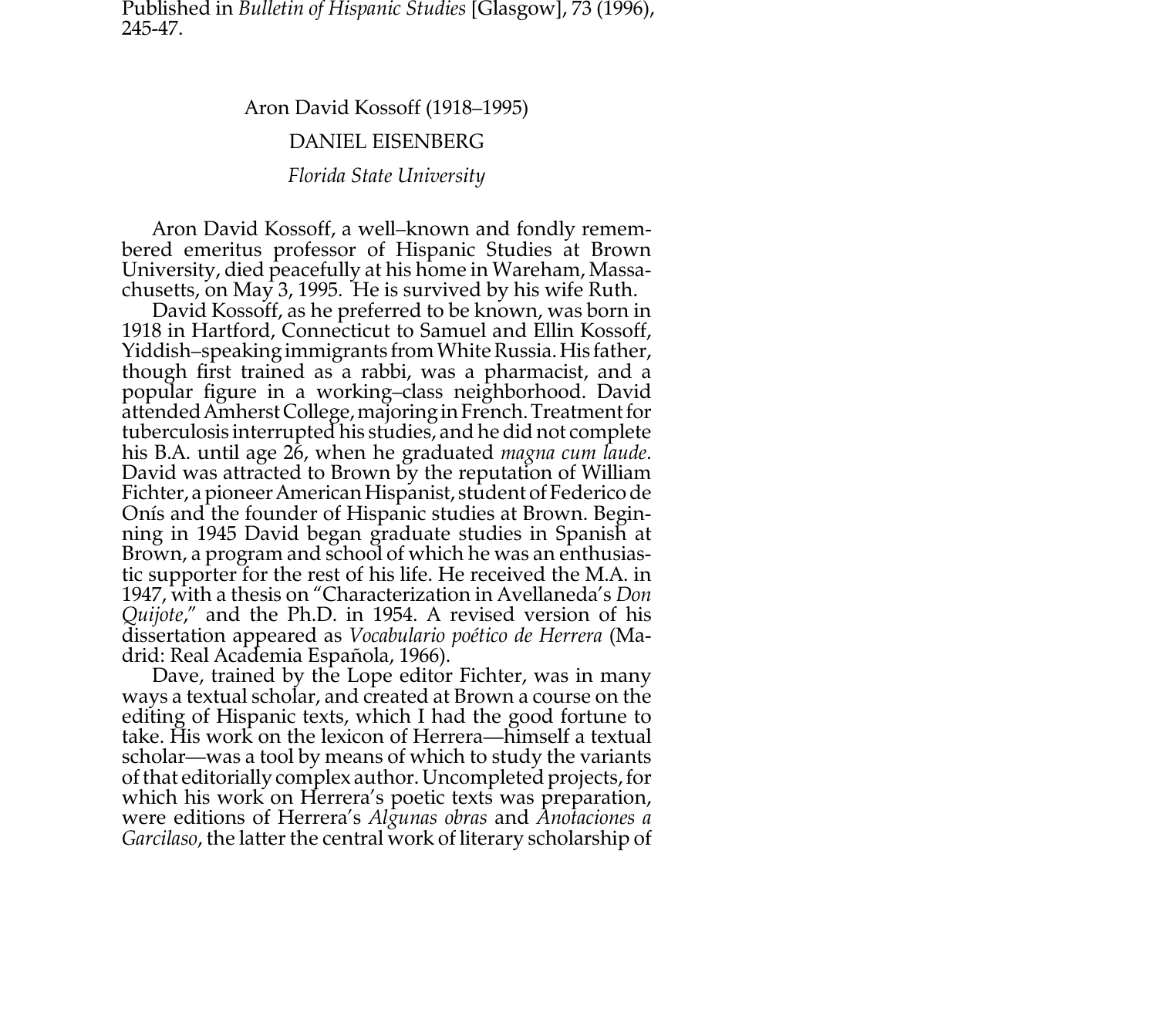Published in *Bulletin of Hispanic Studies* [Glasgow], 73 (1996), 245-47.

# Aron David Kossoff (1918–1995)

## DANIEL EISENBERG

*Florida State University*

Aron David Kossoff, a well–known and fondly remembered emeritus professor of Hispanic Studies at Brown University, died peacefully at his home in Wareham, Massachusetts, on May 3, 1995. He is survived by his wife Ruth.

David Kossoff, as he preferred to be known, was born in 1918 in Hartford, Connecticut to Samuel and Ellin Kossoff, Yiddish–speaking immigrants from White Russia. His father, though first trained as a rabbi, was a pharmacist, and a popular figure in a working–class neighborhood. David attended Amherst College, majoring in French. Treatment for tuberculosis interrupted his studies, and he did not complete his B.A. until age 26, when he graduated *magna cum laude*. David was attracted to Brown by the reputation of William Fichter, a pioneer American Hispanist, student of Federico de Onís and the founder of Hispanic studies at Brown. Beginning in 1945 David began graduate studies in Spanish at Brown, a program and school of which he was an enthusiastic supporter for the rest of his life. He received the M.A. in 1947, with a thesis on "Characterization in Avellaneda's *Don Quijote*," and the Ph.D. in 1954. A revised version of his dissertation appeared as *Vocabulario poético de Herrera* (Madrid: Real Academia Española, 1966).

Dave, trained by the Lope editor Fichter, was in many ways a textual scholar, and created at Brown a course on the editing of Hispanic texts, which I had the good fortune to take. His work on the lexicon of Herrera—himself a textual scholar—was a tool by means of which to study the variants of that editorially complex author. Uncompleted projects, for which his work on Herrera's poetic texts was preparation, were editions of Herrera's *Algunas obras* and *Anotaciones a Garcilaso*, the latter the central work of literary scholarship of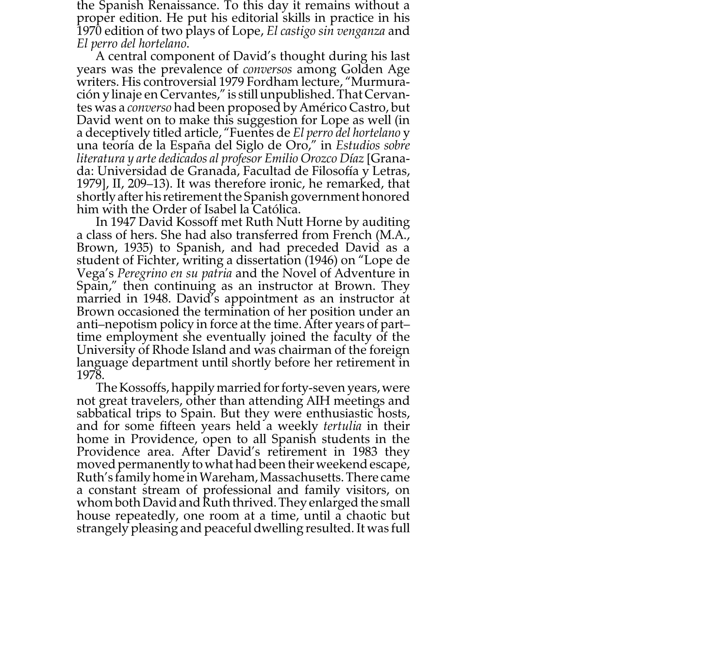the Spanish Renaissance. To this day it remains without a proper edition. He put his editorial skills in practice in his 1970 edition of two plays of Lope, *El castigo sin venganza* and *El perro del hortelano*.

A central component of David's thought during his last years was the prevalence of *conversos* among Golden Age writers. His controversial 1979 Fordham lecture, "Murmuración y linaje en Cervantes," is still unpublished. That Cervantes was a *converso* had been proposed by Américo Castro, but David went on to make this suggestion for Lope as well (in a deceptively titled article, "Fuentes de *El perro del hortelano* y una teoría de la España del Siglo de Oro," in *Estudios sobre literatura y arte dedicados al profesor Emilio Orozco Díaz* [Granada: Universidad de Granada, Facultad de Filosofía y Letras, 1979], II, 209–13). It was therefore ironic, he remarked, that shortly after his retirement the Spanish government honored him with the Order of Isabel la Católica.

In 1947 David Kossoff met Ruth Nutt Horne by auditing a class of hers. She had also transferred from French (M.A., Brown, 1935) to Spanish, and had preceded David as a student of Fichter, writing a dissertation (1946) on "Lope de Vega's *Peregrino en su patria* and the Novel of Adventure in Spain," then continuing as an instructor at Brown. They married in 1948. David's appointment as an instructor at Brown occasioned the termination of her position under an anti–nepotism policy in force at the time. After years of part–time employment she eventually joined the faculty of the University of Rhode Island and was chairman of the foreign language department until shortly before her retirement in 1978.

The Kossoffs, happily married for forty-seven years, were not great travelers, other than attending AIH meetings and sabbatical trips to Spain. But they were enthusiastic hosts, and for some fifteen years held a weekly *tertulia* in their home in Providence, open to all Spanish students in the Providence area. After David's retirement in 1983 they moved permanently to what had been their weekend escape, Ruth's family home in Wareham, Massachusetts. There came a constant stream of professional and family visitors, on whom both David and Ruth thrived. They enlarged the small house repeatedly, one room at a time, until a chaotic but strangely pleasing and peaceful dwelling resulted. It was full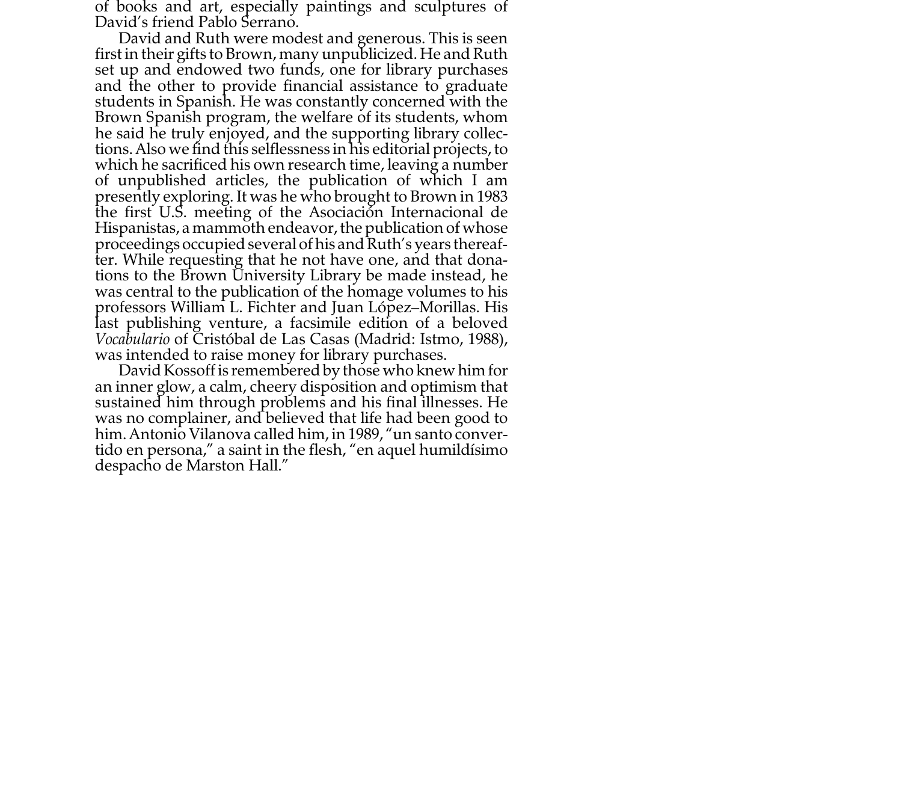of books and art, especially paintings and sculptures of David's friend Pablo Serrano.

David and Ruth were modest and generous. This is seen first in their gifts to Brown, many unpublicized. He and Ruth set up and endowed two funds, one for library purchases and the other to provide financial assistance to graduate students in Spanish. He was constantly concerned with the Brown Spanish program, the welfare of its students, whom he said he truly enjoyed, and the supporting library collections. Also we find this selflessness in his editorial projects, to which he sacrificed his own research time, leaving a number of unpublished articles, the publication of which I am presently exploring. It was he who brought to Brown in 1983 the first U.S. meeting of the Asociación Internacional de Hispanistas, a mammoth endeavor, the publication of whose proceedings occupied several of his and Ruth's years thereafter. While requesting that he not have one, and that donations to the Brown University Library be made instead, he was central to the publication of the homage volumes to his professors William L. Fichter and Juan López–Morillas. His last publishing venture, a facsimile edition of a beloved *Vocabulario* of Cristóbal de Las Casas (Madrid: Istmo, 1988), was intended to raise money for library purchases.

David Kossoff is remembered by those who knew him for an inner glow, a calm, cheery disposition and optimism that sustained him through problems and his final illnesses. He was no complainer, and believed that life had been good to him. Antonio Vilanova called him, in 1989, "un santo convertido en persona," a saint in the flesh, "en aquel humildísimo despacho de Marston Hall."